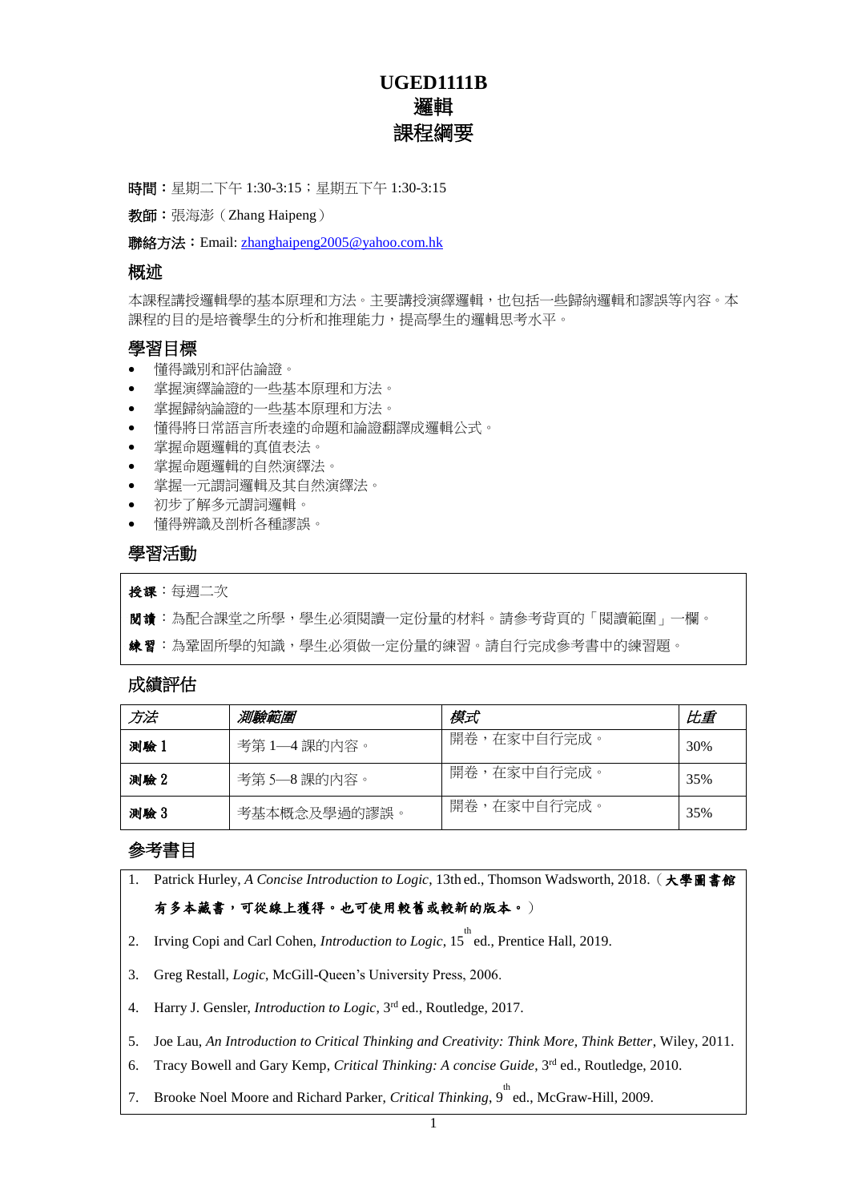# UGED1111B
# 邏輯
# 課程綱要

**時間：**星期二下午 1:30-3:15；星期五下午 1:30-3:15

**教師：**張海澎（Zhang Haipeng）

**聯絡方法：**Email: zhanghaipeng2005@yahoo.com.hk

## 概述

本課程講授邏輯學的基本原理和方法。主要講授演繹邏輯，也包括一些歸納邏輯和謬誤等內容。本課程的目的是培養學生的分析和推理能力，提高學生的邏輯思考水平。

## 學習目標

- 懂得識別和評估論證。
- 掌握演繹論證的一些基本原理和方法。
- 掌握歸納論證的一些基本原理和方法。
- 懂得將日常語言所表達的命題和論證翻譯成邏輯公式。
- 掌握命題邏輯的真值表法。
- 掌握命題邏輯的自然演繹法。
- 掌握一元謂詞邏輯及其自然演繹法。
- 初步了解多元謂詞邏輯。
- 懂得辨識及剖析各種謬誤。

## 學習活動

**授課**：每週二次

**閱讀**：為配合課堂之所學，學生必須閱讀一定份量的材料。請參考背頁的「閱讀範圍」一欄。

**練習**：為鞏固所學的知識，學生必須做一定份量的練習。請自行完成參考書中的練習題。

## 成績評估

| *方法* | *測驗範圍* | *模式* | *比重* |
|---|---|---|---|
| **測驗 1** | 考第 1—4 課的內容。 | 開卷，在家中自行完成。 | 30% |
| **測驗 2** | 考第 5—8 課的內容。 | 開卷，在家中自行完成。 | 35% |
| **測驗 3** | 考基本概念及學過的謬誤。 | 開卷，在家中自行完成。 | 35% |

## 參考書目

1. Patrick Hurley, *A Concise Introduction to Logic*, 13th ed., Thomson Wadsworth, 2018.（**大學圖書館有多本藏書，可從線上獲得。也可使用較舊或較新的版本。**）
2. Irving Copi and Carl Cohen, *Introduction to Logic*, 15th ed., Prentice Hall, 2019.
3. Greg Restall, *Logic*, McGill-Queen's University Press, 2006.
4. Harry J. Gensler, *Introduction to Logic*, 3rd ed., Routledge, 2017.
5. Joe Lau, *An Introduction to Critical Thinking and Creativity: Think More, Think Better*, Wiley, 2011.
6. Tracy Bowell and Gary Kemp, *Critical Thinking: A concise Guide*, 3rd ed., Routledge, 2010.
7. Brooke Noel Moore and Richard Parker, *Critical Thinking*, 9th ed., McGraw-Hill, 2009.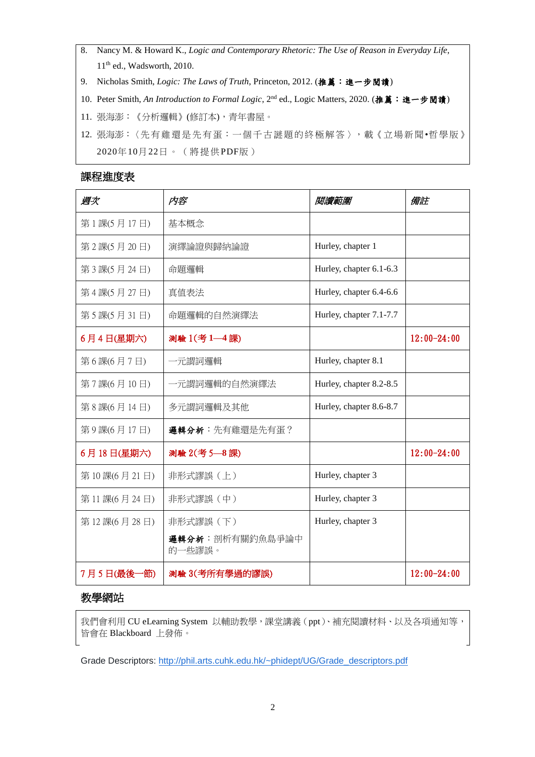8. Nancy M. & Howard K., *Logic and Contemporary Rhetoric: The Use of Reason in Everyday Life*, 11th ed., Wadsworth, 2010.
9. Nicholas Smith, *Logic: The Laws of Truth*, Princeton, 2012. (**推薦：進一步閱讀**)
10. Peter Smith, *An Introduction to Formal Logic*, 2nd ed., Logic Matters, 2020. (**推薦：進一步閱讀**)
11. 張海澎：《分析邏輯》(修訂本)，青年書屋。
12. 張海澎：〈先有雞還是先有蛋：一個千古謎題的終極解答〉，載《立場新聞•哲學版》2020年10月22日。（將提供PDF版）

## 課程進度表

| *週次* | *內容* | *閱讀範圍* | *備註* |
|---|---|---|---|
| 第 1 課(5 月 17 日) | 基本概念 | | |
| 第 2 課(5 月 20 日) | 演繹論證與歸納論證 | Hurley, chapter 1 | |
| 第 3 課(5 月 24 日) | 命題邏輯 | Hurley, chapter 6.1-6.3 | |
| 第 4 課(5 月 27 日) | 真值表法 | Hurley, chapter 6.4-6.6 | |
| 第 5 課(5 月 31 日) | 命題邏輯的自然演繹法 | Hurley, chapter 7.1-7.7 | |
| **6 月 4 日(星期六)** | **測驗 1(考 1—4 課)** | | **12:00-24:00** |
| 第 6 課(6 月 7 日) | 一元謂詞邏輯 | Hurley, chapter 8.1 | |
| 第 7 課(6 月 10 日) | 一元謂詞邏輯的自然演繹法 | Hurley, chapter 8.2-8.5 | |
| 第 8 課(6 月 14 日) | 多元謂詞邏輯及其他 | Hurley, chapter 8.6-8.7 | |
| 第 9 課(6 月 17 日) | **邏輯分析**：先有雞還是先有蛋？ | | |
| **6 月 18 日(星期六)** | **測驗 2(考 5—8 課)** | | **12:00-24:00** |
| 第 10 課(6 月 21 日) | 非形式謬誤（上） | Hurley, chapter 3 | |
| 第 11 課(6 月 24 日) | 非形式謬誤（中） | Hurley, chapter 3 | |
| 第 12 課(6 月 28 日) | 非形式謬誤（下）<br>**邏輯分析**：剖析有關釣魚島爭論中的一些謬誤。 | Hurley, chapter 3 | |
| **7 月 5 日(最後一節)** | **測驗 3(考所有學過的謬誤)** | | **12:00-24:00** |

## 教學網站

我們會利用 CU eLearning System 以輔助教學，課堂講義（ppt）、補充閱讀材料、以及各項通知等，皆會在 Blackboard 上發佈。

Grade Descriptors: http://phil.arts.cuhk.edu.hk/~phidept/UG/Grade_descriptors.pdf